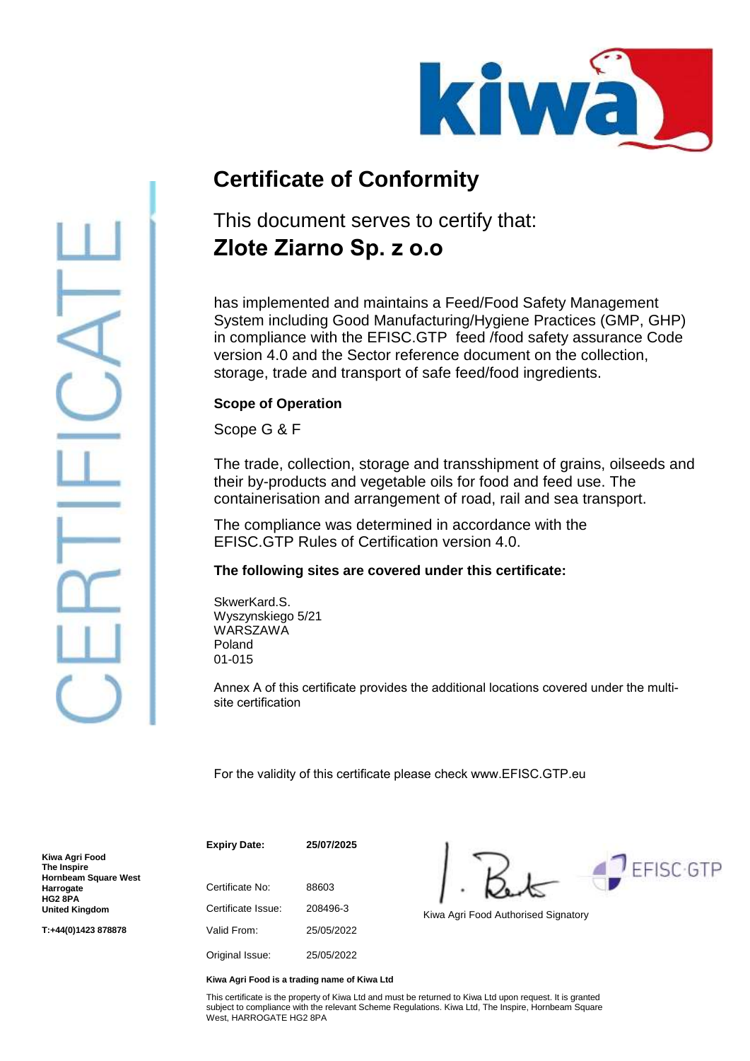# Certificate of Conformity

This document serves to certify that:

## Zlote Ziarno Sp. z o.o

has implemented and maintains a Feed/Food Safety Management System including Good Manufacturing/Hygiene Practices (GMP, GHP) in compliance with the EFISC.GTP feed /food safety assurance Code version 4.0 and the Sector reference document on the collection, storage, trade and transport of safe feed/food ingredients.

**Scope of Operation**

Scope G & F

The trade, collection, storage and transshipment of grains, oilseeds and their by-products and vegetable oils for food and feed use. The containerisation and arrangement of road, rail and sea transport.

The compliance was determined in accordance with the EFISC.GTP Rules of Certification version 4.0.

**The following sites are covered under this certificate:**

SkwerKard.S.
Wyszynskiego 5/21
WARSZAWA
Poland
01-015

Annex A of this certificate provides the additional locations covered under the multi-site certification

For the validity of this certificate please check www.EFISC.GTP.eu

**Kiwa Agri Food**
**The Inspire**
**Hornbeam Square West**
**Harrogate**
**HG2 8PA**
**United Kingdom**

**T:+44(0)1423 878878**

| | |
|---|---|
| **Expiry Date:** | **25/07/2025** |
| Certificate No: | 88603 |
| Certificate Issue: | 208496-3 |
| Valid From: | 25/05/2022 |
| Original Issue: | 25/05/2022 |

Kiwa Agri Food Authorised Signatory

**Kiwa Agri Food is a trading name of Kiwa Ltd**

This certificate is the property of Kiwa Ltd and must be returned to Kiwa Ltd upon request. It is granted subject to compliance with the relevant Scheme Regulations. Kiwa Ltd, The Inspire, Hornbeam Square West, HARROGATE HG2 8PA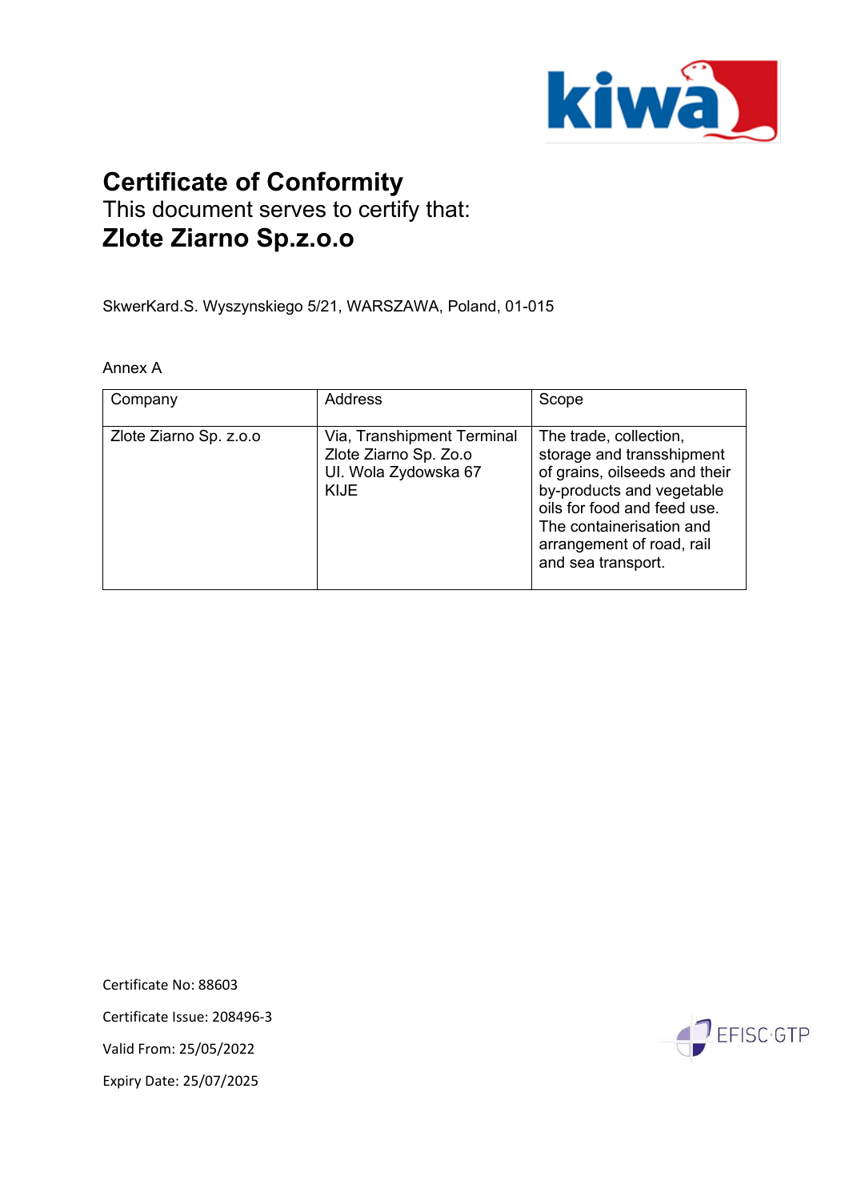# Certificate of Conformity

This document serves to certify that:

## Zlote Ziarno Sp.z.o.o

SkwerKard.S. Wyszynskiego 5/21, WARSZAWA, Poland, 01-015

Annex A

| Company | Address | Scope |
|---|---|---|
| Zlote Ziarno Sp. z.o.o | Via, Transhipment Terminal Zlote Ziarno Sp. Zo.o Ul. Wola Zydowska 67 KIJE | The trade, collection, storage and transshipment of grains, oilseeds and their by-products and vegetable oils for food and feed use. The containerisation and arrangement of road, rail and sea transport. |

Certificate No: 88603

Certificate Issue: 208496-3

Valid From: 25/05/2022

Expiry Date: 25/07/2025

EFISC·GTP